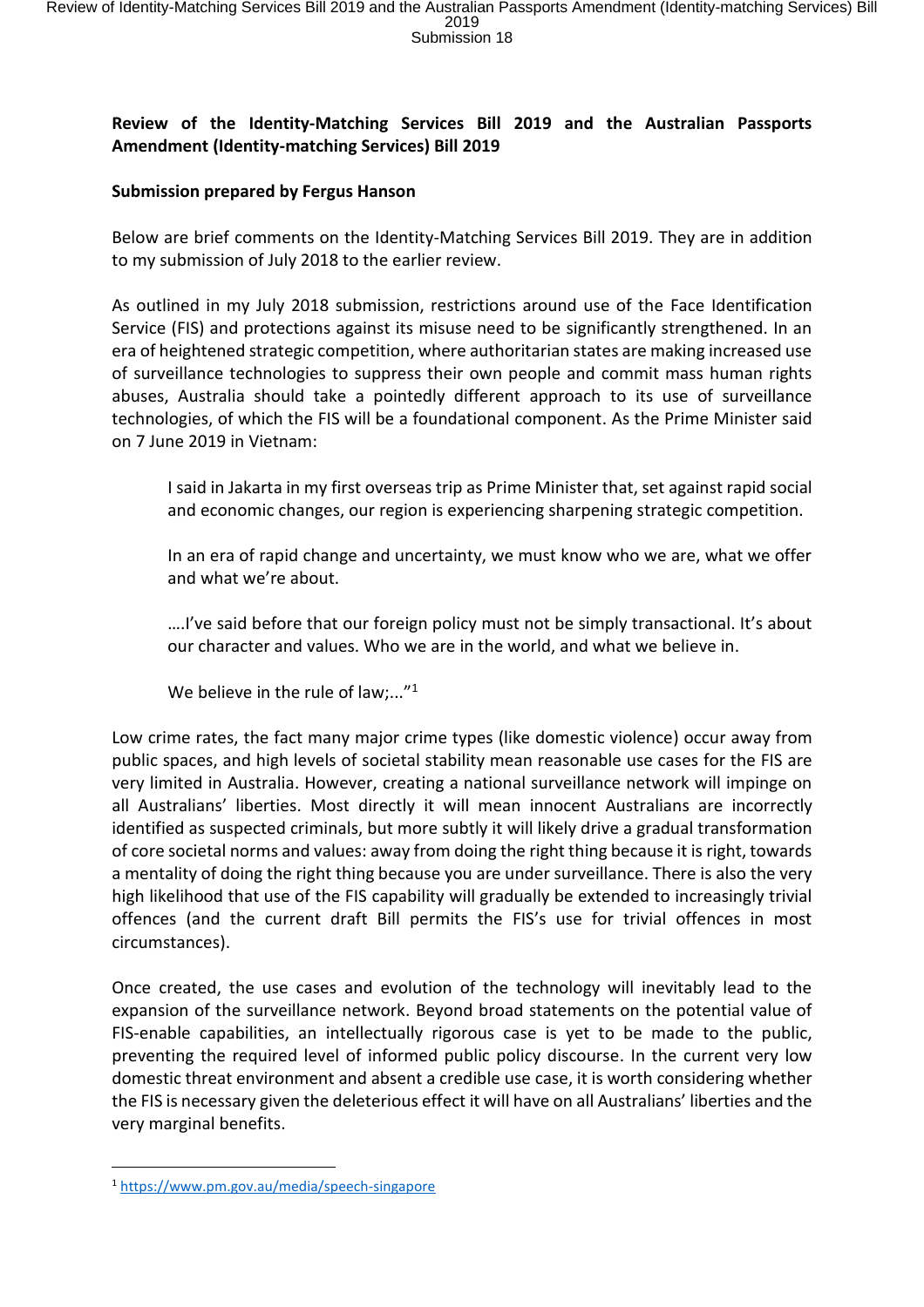**Review of the Identity-Matching Services Bill 2019 and the Australian Passports Amendment (Identity-matching Services) Bill 2019**

**Submission prepared by Fergus Hanson**

Below are brief comments on the Identity-Matching Services Bill 2019. They are in addition to my submission of July 2018 to the earlier review.

As outlined in my July 2018 submission, restrictions around use of the Face Identification Service (FIS) and protections against its misuse need to be significantly strengthened. In an era of heightened strategic competition, where authoritarian states are making increased use of surveillance technologies to suppress their own people and commit mass human rights abuses, Australia should take a pointedly different approach to its use of surveillance technologies, of which the FIS will be a foundational component. As the Prime Minister said on 7 June 2019 in Vietnam:

> I said in Jakarta in my first overseas trip as Prime Minister that, set against rapid social and economic changes, our region is experiencing sharpening strategic competition.
>
> In an era of rapid change and uncertainty, we must know who we are, what we offer and what we're about.
>
> ….I've said before that our foreign policy must not be simply transactional. It's about our character and values. Who we are in the world, and what we believe in.
>
> We believe in the rule of law;..."[1]

Low crime rates, the fact many major crime types (like domestic violence) occur away from public spaces, and high levels of societal stability mean reasonable use cases for the FIS are very limited in Australia. However, creating a national surveillance network will impinge on all Australians' liberties. Most directly it will mean innocent Australians are incorrectly identified as suspected criminals, but more subtly it will likely drive a gradual transformation of core societal norms and values: away from doing the right thing because it is right, towards a mentality of doing the right thing because you are under surveillance. There is also the very high likelihood that use of the FIS capability will gradually be extended to increasingly trivial offences (and the current draft Bill permits the FIS's use for trivial offences in most circumstances).

Once created, the use cases and evolution of the technology will inevitably lead to the expansion of the surveillance network. Beyond broad statements on the potential value of FIS-enable capabilities, an intellectually rigorous case is yet to be made to the public, preventing the required level of informed public policy discourse. In the current very low domestic threat environment and absent a credible use case, it is worth considering whether the FIS is necessary given the deleterious effect it will have on all Australians' liberties and the very marginal benefits.

[1] https://www.pm.gov.au/media/speech-singapore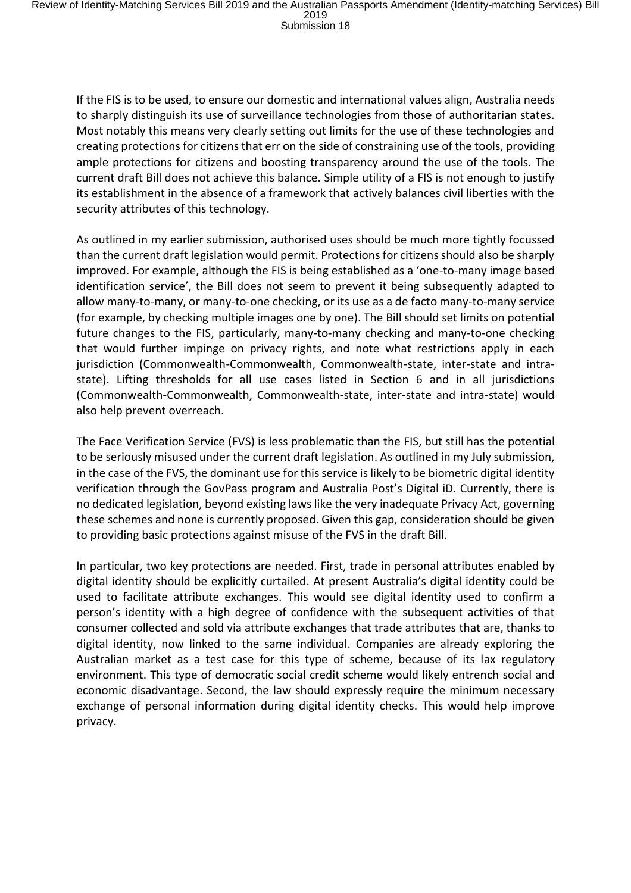If the FIS is to be used, to ensure our domestic and international values align, Australia needs to sharply distinguish its use of surveillance technologies from those of authoritarian states. Most notably this means very clearly setting out limits for the use of these technologies and creating protections for citizens that err on the side of constraining use of the tools, providing ample protections for citizens and boosting transparency around the use of the tools. The current draft Bill does not achieve this balance. Simple utility of a FIS is not enough to justify its establishment in the absence of a framework that actively balances civil liberties with the security attributes of this technology.

As outlined in my earlier submission, authorised uses should be much more tightly focussed than the current draft legislation would permit. Protections for citizens should also be sharply improved. For example, although the FIS is being established as a 'one-to-many image based identification service', the Bill does not seem to prevent it being subsequently adapted to allow many-to-many, or many-to-one checking, or its use as a de facto many-to-many service (for example, by checking multiple images one by one). The Bill should set limits on potential future changes to the FIS, particularly, many-to-many checking and many-to-one checking that would further impinge on privacy rights, and note what restrictions apply in each jurisdiction (Commonwealth-Commonwealth, Commonwealth-state, inter-state and intra-state). Lifting thresholds for all use cases listed in Section 6 and in all jurisdictions (Commonwealth-Commonwealth, Commonwealth-state, inter-state and intra-state) would also help prevent overreach.

The Face Verification Service (FVS) is less problematic than the FIS, but still has the potential to be seriously misused under the current draft legislation. As outlined in my July submission, in the case of the FVS, the dominant use for this service is likely to be biometric digital identity verification through the GovPass program and Australia Post's Digital iD. Currently, there is no dedicated legislation, beyond existing laws like the very inadequate Privacy Act, governing these schemes and none is currently proposed. Given this gap, consideration should be given to providing basic protections against misuse of the FVS in the draft Bill.

In particular, two key protections are needed. First, trade in personal attributes enabled by digital identity should be explicitly curtailed. At present Australia's digital identity could be used to facilitate attribute exchanges. This would see digital identity used to confirm a person's identity with a high degree of confidence with the subsequent activities of that consumer collected and sold via attribute exchanges that trade attributes that are, thanks to digital identity, now linked to the same individual. Companies are already exploring the Australian market as a test case for this type of scheme, because of its lax regulatory environment. This type of democratic social credit scheme would likely entrench social and economic disadvantage. Second, the law should expressly require the minimum necessary exchange of personal information during digital identity checks. This would help improve privacy.